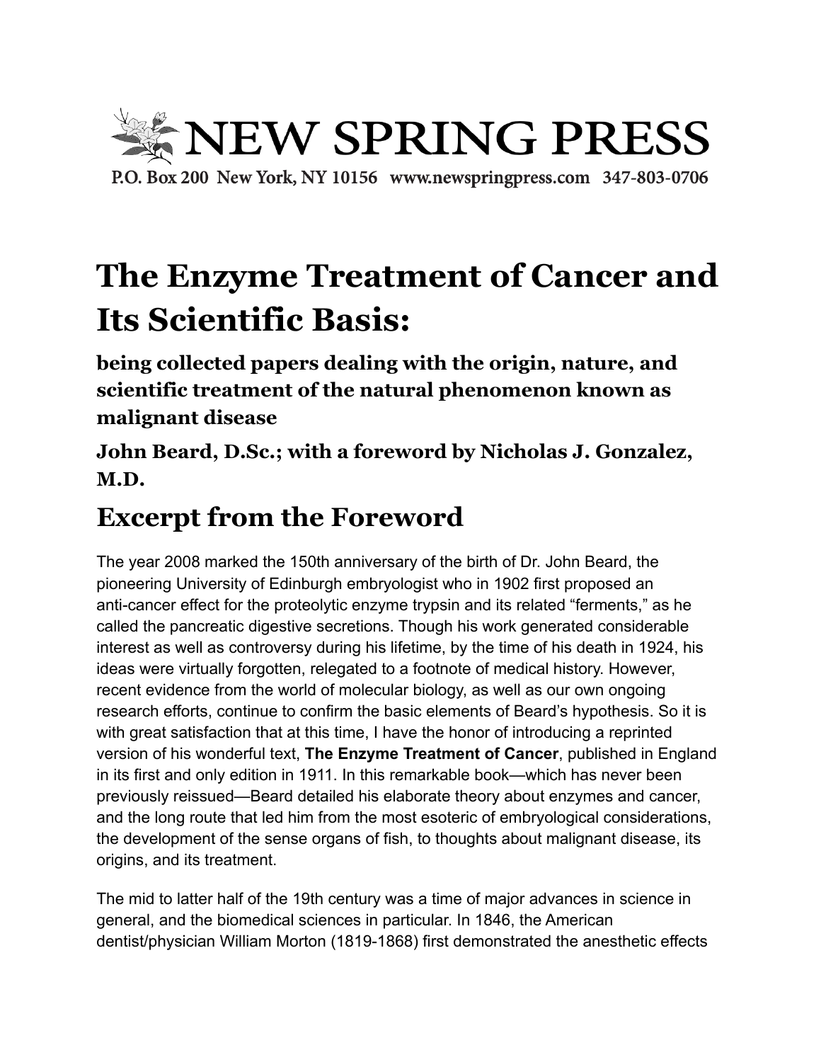# NEW SPRING PRESS

P.O. Box 200 New York, NY 10156 www.newspringpress.com 347-803-0706

# The Enzyme Treatment of Cancer and Its Scientific Basis:

### being collected papers dealing with the origin, nature, and scientific treatment of the natural phenomenon known as malignant disease

### John Beard, D.Sc.; with a foreword by Nicholas J. Gonzalez, M.D.

## Excerpt from the Foreword

The year 2008 marked the 150th anniversary of the birth of Dr. John Beard, the pioneering University of Edinburgh embryologist who in 1902 first proposed an anti-cancer effect for the proteolytic enzyme trypsin and its related "ferments," as he called the pancreatic digestive secretions. Though his work generated considerable interest as well as controversy during his lifetime, by the time of his death in 1924, his ideas were virtually forgotten, relegated to a footnote of medical history. However, recent evidence from the world of molecular biology, as well as our own ongoing research efforts, continue to confirm the basic elements of Beard's hypothesis. So it is with great satisfaction that at this time, I have the honor of introducing a reprinted version of his wonderful text, **The Enzyme Treatment of Cancer**, published in England in its first and only edition in 1911. In this remarkable book—which has never been previously reissued—Beard detailed his elaborate theory about enzymes and cancer, and the long route that led him from the most esoteric of embryological considerations, the development of the sense organs of fish, to thoughts about malignant disease, its origins, and its treatment.

The mid to latter half of the 19th century was a time of major advances in science in general, and the biomedical sciences in particular. In 1846, the American dentist/physician William Morton (1819-1868) first demonstrated the anesthetic effects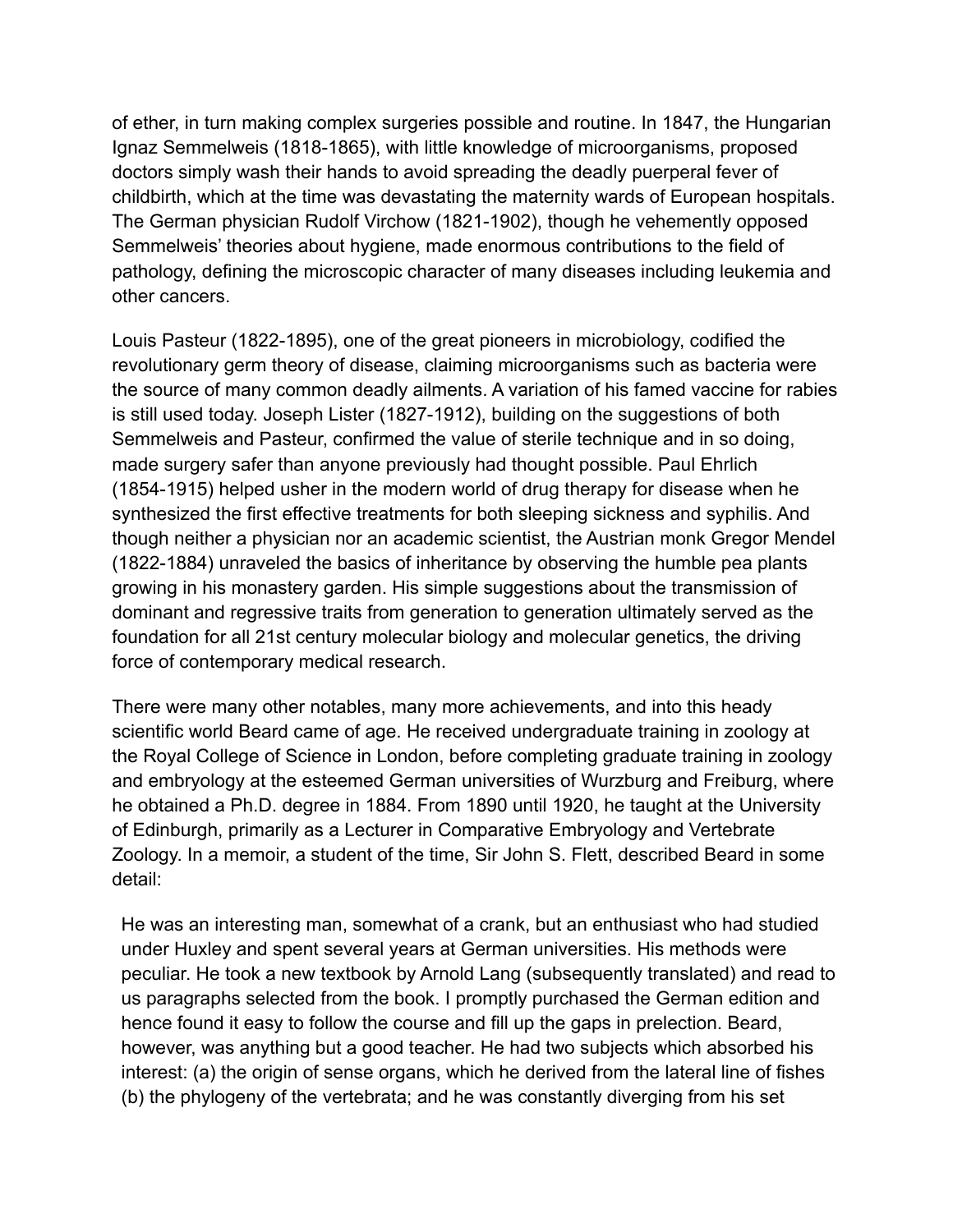of ether, in turn making complex surgeries possible and routine. In 1847, the Hungarian Ignaz Semmelweis (1818-1865), with little knowledge of microorganisms, proposed doctors simply wash their hands to avoid spreading the deadly puerperal fever of childbirth, which at the time was devastating the maternity wards of European hospitals. The German physician Rudolf Virchow (1821-1902), though he vehemently opposed Semmelweis' theories about hygiene, made enormous contributions to the field of pathology, defining the microscopic character of many diseases including leukemia and other cancers.

Louis Pasteur (1822-1895), one of the great pioneers in microbiology, codified the revolutionary germ theory of disease, claiming microorganisms such as bacteria were the source of many common deadly ailments. A variation of his famed vaccine for rabies is still used today. Joseph Lister (1827-1912), building on the suggestions of both Semmelweis and Pasteur, confirmed the value of sterile technique and in so doing, made surgery safer than anyone previously had thought possible. Paul Ehrlich (1854-1915) helped usher in the modern world of drug therapy for disease when he synthesized the first effective treatments for both sleeping sickness and syphilis. And though neither a physician nor an academic scientist, the Austrian monk Gregor Mendel (1822-1884) unraveled the basics of inheritance by observing the humble pea plants growing in his monastery garden. His simple suggestions about the transmission of dominant and regressive traits from generation to generation ultimately served as the foundation for all 21st century molecular biology and molecular genetics, the driving force of contemporary medical research.

There were many other notables, many more achievements, and into this heady scientific world Beard came of age. He received undergraduate training in zoology at the Royal College of Science in London, before completing graduate training in zoology and embryology at the esteemed German universities of Wurzburg and Freiburg, where he obtained a Ph.D. degree in 1884. From 1890 until 1920, he taught at the University of Edinburgh, primarily as a Lecturer in Comparative Embryology and Vertebrate Zoology. In a memoir, a student of the time, Sir John S. Flett, described Beard in some detail:

> He was an interesting man, somewhat of a crank, but an enthusiast who had studied under Huxley and spent several years at German universities. His methods were peculiar. He took a new textbook by Arnold Lang (subsequently translated) and read to us paragraphs selected from the book. I promptly purchased the German edition and hence found it easy to follow the course and fill up the gaps in prelection. Beard, however, was anything but a good teacher. He had two subjects which absorbed his interest: (a) the origin of sense organs, which he derived from the lateral line of fishes (b) the phylogeny of the vertebrata; and he was constantly diverging from his set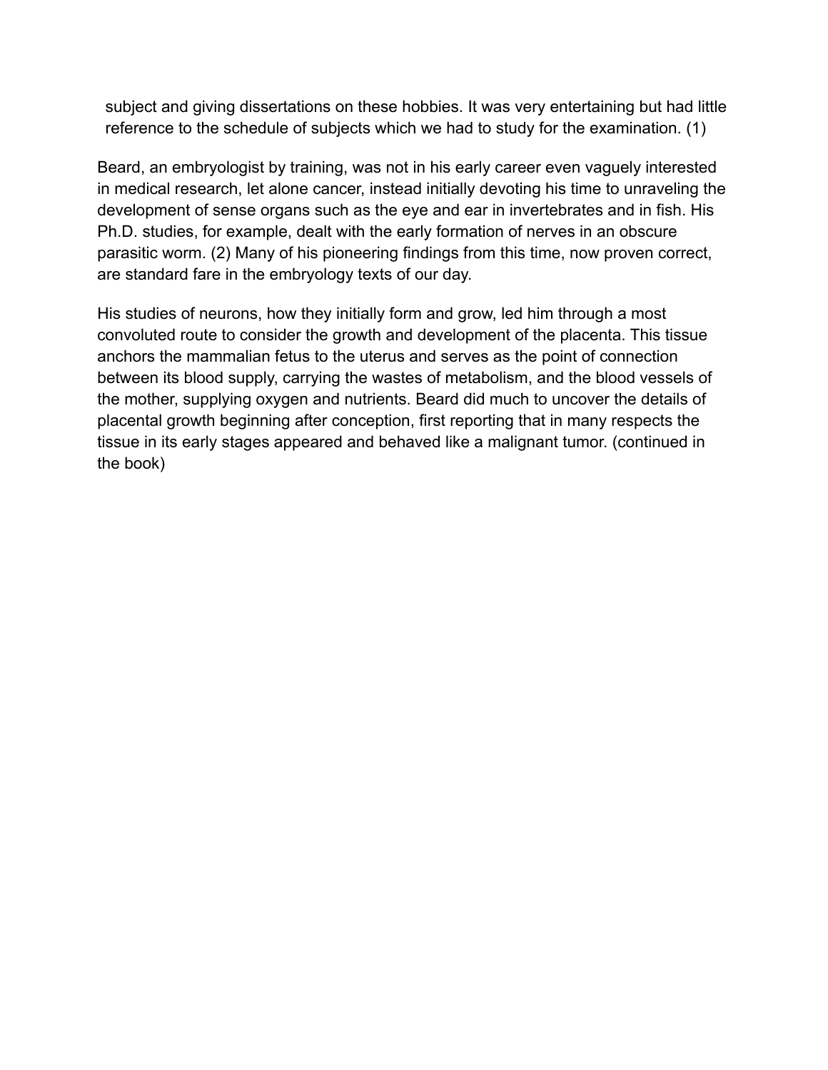subject and giving dissertations on these hobbies. It was very entertaining but had little reference to the schedule of subjects which we had to study for the examination. (1)

Beard, an embryologist by training, was not in his early career even vaguely interested in medical research, let alone cancer, instead initially devoting his time to unraveling the development of sense organs such as the eye and ear in invertebrates and in fish. His Ph.D. studies, for example, dealt with the early formation of nerves in an obscure parasitic worm. (2) Many of his pioneering findings from this time, now proven correct, are standard fare in the embryology texts of our day.

His studies of neurons, how they initially form and grow, led him through a most convoluted route to consider the growth and development of the placenta. This tissue anchors the mammalian fetus to the uterus and serves as the point of connection between its blood supply, carrying the wastes of metabolism, and the blood vessels of the mother, supplying oxygen and nutrients. Beard did much to uncover the details of placental growth beginning after conception, first reporting that in many respects the tissue in its early stages appeared and behaved like a malignant tumor. (continued in the book)